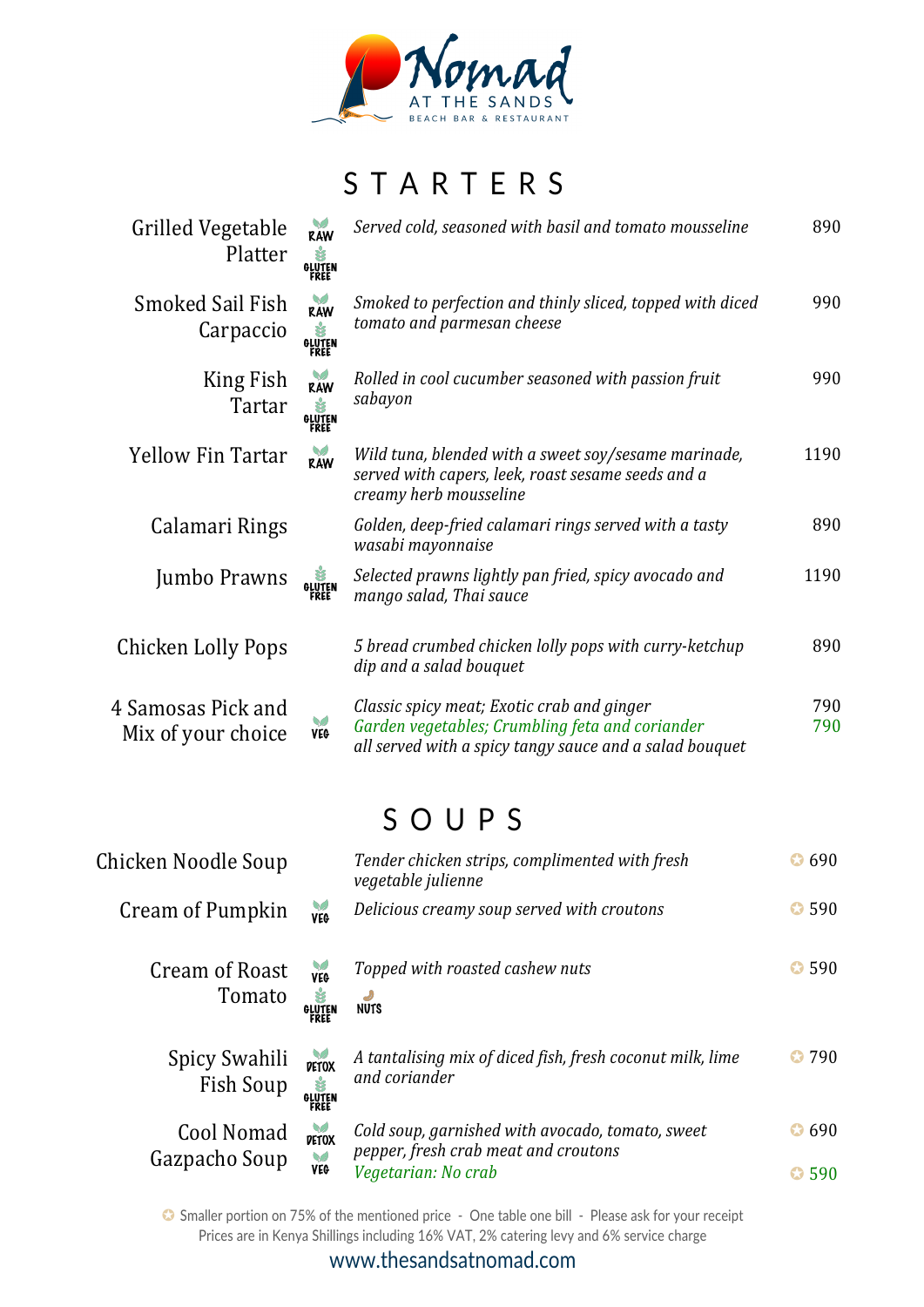# Nomad AT THE SANDS

BEACH BAR & RESTAURANT

## STARTERS

| Dish | Tags | Description | Price |
|---|---|---|---|
| Grilled Vegetable Platter | RAW, GLUTEN FREE | *Served cold, seasoned with basil and tomato mousseline* | 890 |
| Smoked Sail Fish Carpaccio | RAW, GLUTEN FREE | *Smoked to perfection and thinly sliced, topped with diced tomato and parmesan cheese* | 990 |
| King Fish Tartar | RAW, GLUTEN FREE | *Rolled in cool cucumber seasoned with passion fruit sabayon* | 990 |
| Yellow Fin Tartar | RAW | *Wild tuna, blended with a sweet soy/sesame marinade, served with capers, leek, roast sesame seeds and a creamy herb mousseline* | 1190 |
| Calamari Rings | | *Golden, deep-fried calamari rings served with a tasty wasabi mayonnaise* | 890 |
| Jumbo Prawns | GLUTEN FREE | *Selected prawns lightly pan fried, spicy avocado and mango salad, Thai sauce* | 1190 |
| Chicken Lolly Pops | | *5 bread crumbed chicken lolly pops with curry-ketchup dip and a salad bouquet* | 890 |
| 4 Samosas Pick and Mix of your choice | VEG | *Classic spicy meat; Exotic crab and ginger* | 790 |
| | | *Garden vegetables; Crumbling feta and coriander* | 790 |
| | | *all served with a spicy tangy sauce and a salad bouquet* | |

## SOUPS

| Dish | Tags | Description | Price |
|---|---|---|---|
| Chicken Noodle Soup | | *Tender chicken strips, complimented with fresh vegetable julienne* | ✪ 690 |
| Cream of Pumpkin | VEG | *Delicious creamy soup served with croutons* | ✪ 590 |
| Cream of Roast Tomato | VEG, GLUTEN FREE | *Topped with roasted cashew nuts* (NUTS) | ✪ 590 |
| Spicy Swahili Fish Soup | DETOX, GLUTEN FREE | *A tantalising mix of diced fish, fresh coconut milk, lime and coriander* | ✪ 790 |
| Cool Nomad Gazpacho Soup | DETOX, VEG | *Cold soup, garnished with avocado, tomato, sweet pepper, fresh crab meat and croutons* | ✪ 690 |
| | | *Vegetarian: No crab* | ✪ 590 |

✪ Smaller portion on 75% of the mentioned price - One table one bill - Please ask for your receipt

Prices are in Kenya Shillings including 16% VAT, 2% catering levy and 6% service charge

www.thesandsatnomad.com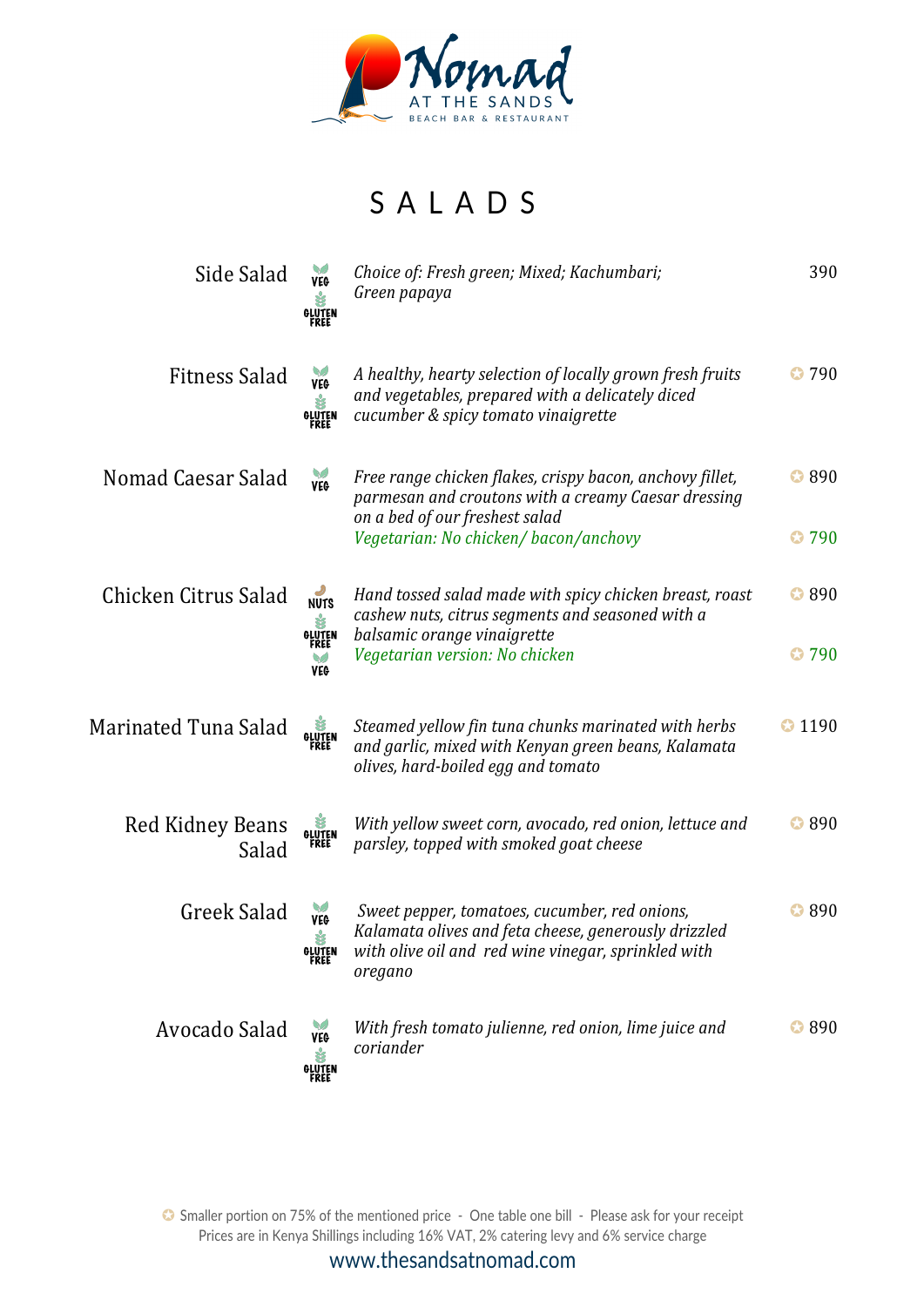# SALADS

| Dish | Dietary | Description | Price |
|---|---|---|---|
| Side Salad | VEG, GLUTEN FREE | *Choice of: Fresh green; Mixed; Kachumbari; Green papaya* | 390 |
| Fitness Salad | VEG, GLUTEN FREE | *A healthy, hearty selection of locally grown fresh fruits and vegetables, prepared with a delicately diced cucumber & spicy tomato vinaigrette* | ✪ 790 |
| Nomad Caesar Salad | VEG | *Free range chicken flakes, crispy bacon, anchovy fillet, parmesan and croutons with a creamy Caesar dressing on a bed of our freshest salad* | ✪ 890 |
| | | *Vegetarian: No chicken/ bacon/anchovy* | ✪ 790 |
| Chicken Citrus Salad | NUTS, GLUTEN FREE, VEG | *Hand tossed salad made with spicy chicken breast, roast cashew nuts, citrus segments and seasoned with a balsamic orange vinaigrette* | ✪ 890 |
| | | *Vegetarian version: No chicken* | ✪ 790 |
| Marinated Tuna Salad | GLUTEN FREE | *Steamed yellow fin tuna chunks marinated with herbs and garlic, mixed with Kenyan green beans, Kalamata olives, hard-boiled egg and tomato* | ✪ 1190 |
| Red Kidney Beans Salad | GLUTEN FREE | *With yellow sweet corn, avocado, red onion, lettuce and parsley, topped with smoked goat cheese* | ✪ 890 |
| Greek Salad | VEG, GLUTEN FREE | *Sweet pepper, tomatoes, cucumber, red onions, Kalamata olives and feta cheese, generously drizzled with olive oil and red wine vinegar, sprinkled with oregano* | ✪ 890 |
| Avocado Salad | VEG, GLUTEN FREE | *With fresh tomato julienne, red onion, lime juice and coriander* | ✪ 890 |

✪ Smaller portion on 75% of the mentioned price - One table one bill - Please ask for your receipt
Prices are in Kenya Shillings including 16% VAT, 2% catering levy and 6% service charge

www.thesandsatnomad.com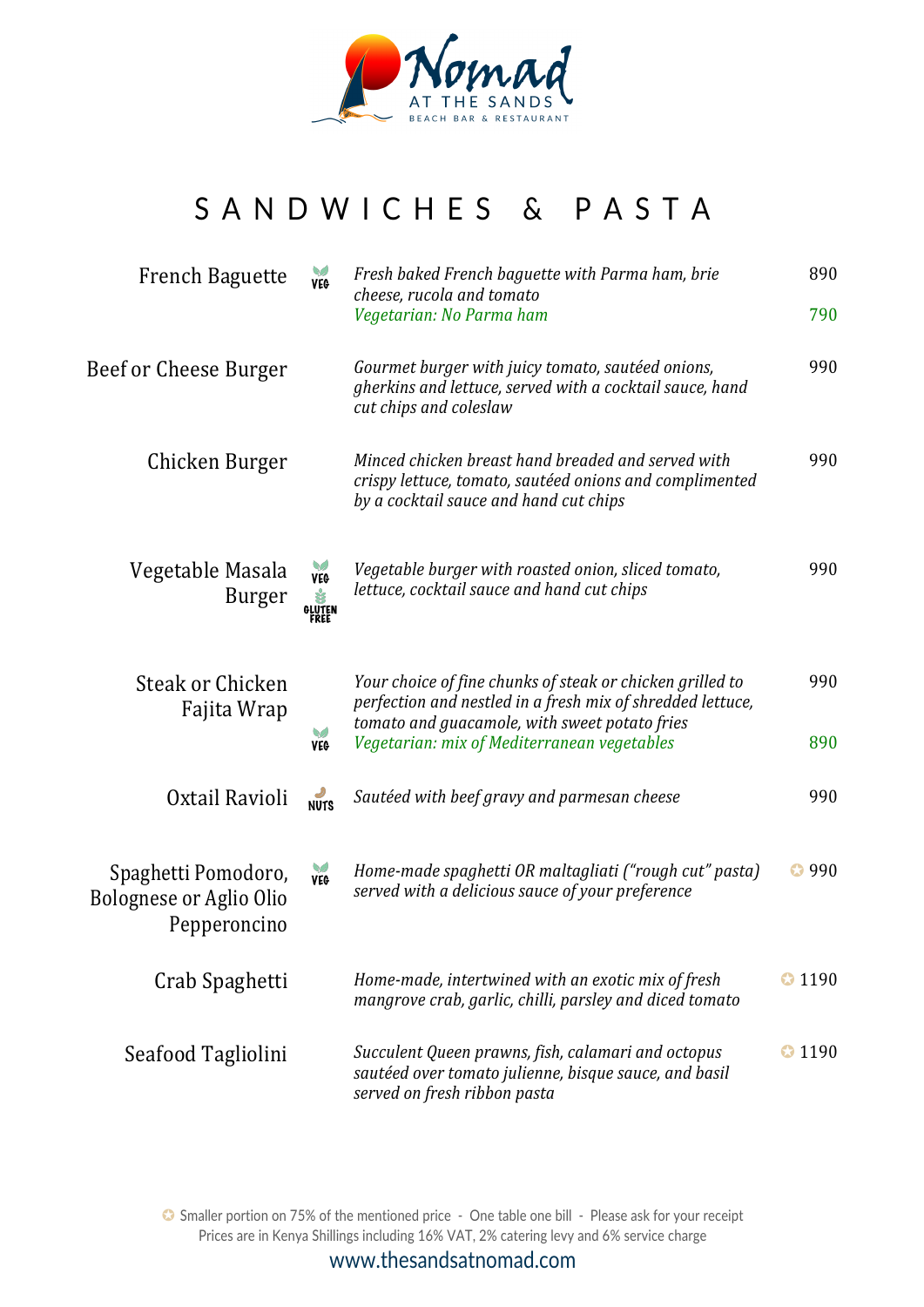Nomad AT THE SANDS BEACH BAR & RESTAURANT

# SANDWICHES & PASTA

| Item | | Description | Price |
|---|---|---|---|
| French Baguette | VEG | *Fresh baked French baguette with Parma ham, brie cheese, rucola and tomato* | 890 |
| | | *Vegetarian: No Parma ham* | 790 |
| Beef or Cheese Burger | | *Gourmet burger with juicy tomato, sautéed onions, gherkins and lettuce, served with a cocktail sauce, hand cut chips and coleslaw* | 990 |
| Chicken Burger | | *Minced chicken breast hand breaded and served with crispy lettuce, tomato, sautéed onions and complimented by a cocktail sauce and hand cut chips* | 990 |
| Vegetable Masala Burger | VEG, GLUTEN FREE | *Vegetable burger with roasted onion, sliced tomato, lettuce, cocktail sauce and hand cut chips* | 990 |
| Steak or Chicken Fajita Wrap | | *Your choice of fine chunks of steak or chicken grilled to perfection and nestled in a fresh mix of shredded lettuce, tomato and guacamole, with sweet potato fries* | 990 |
| | VEG | *Vegetarian: mix of Mediterranean vegetables* | 890 |
| Oxtail Ravioli | NUTS | *Sautéed with beef gravy and parmesan cheese* | 990 |
| Spaghetti Pomodoro, Bolognese or Aglio Olio Pepperoncino | VEG | *Home-made spaghetti OR maltagliati ("rough cut" pasta) served with a delicious sauce of your preference* | ✪ 990 |
| Crab Spaghetti | | *Home-made, intertwined with an exotic mix of fresh mangrove crab, garlic, chilli, parsley and diced tomato* | ✪ 1190 |
| Seafood Tagliolini | | *Succulent Queen prawns, fish, calamari and octopus sautéed over tomato julienne, bisque sauce, and basil served on fresh ribbon pasta* | ✪ 1190 |

✪ Smaller portion on 75% of the mentioned price - One table one bill - Please ask for your receipt
Prices are in Kenya Shillings including 16% VAT, 2% catering levy and 6% service charge

www.thesandsatnomad.com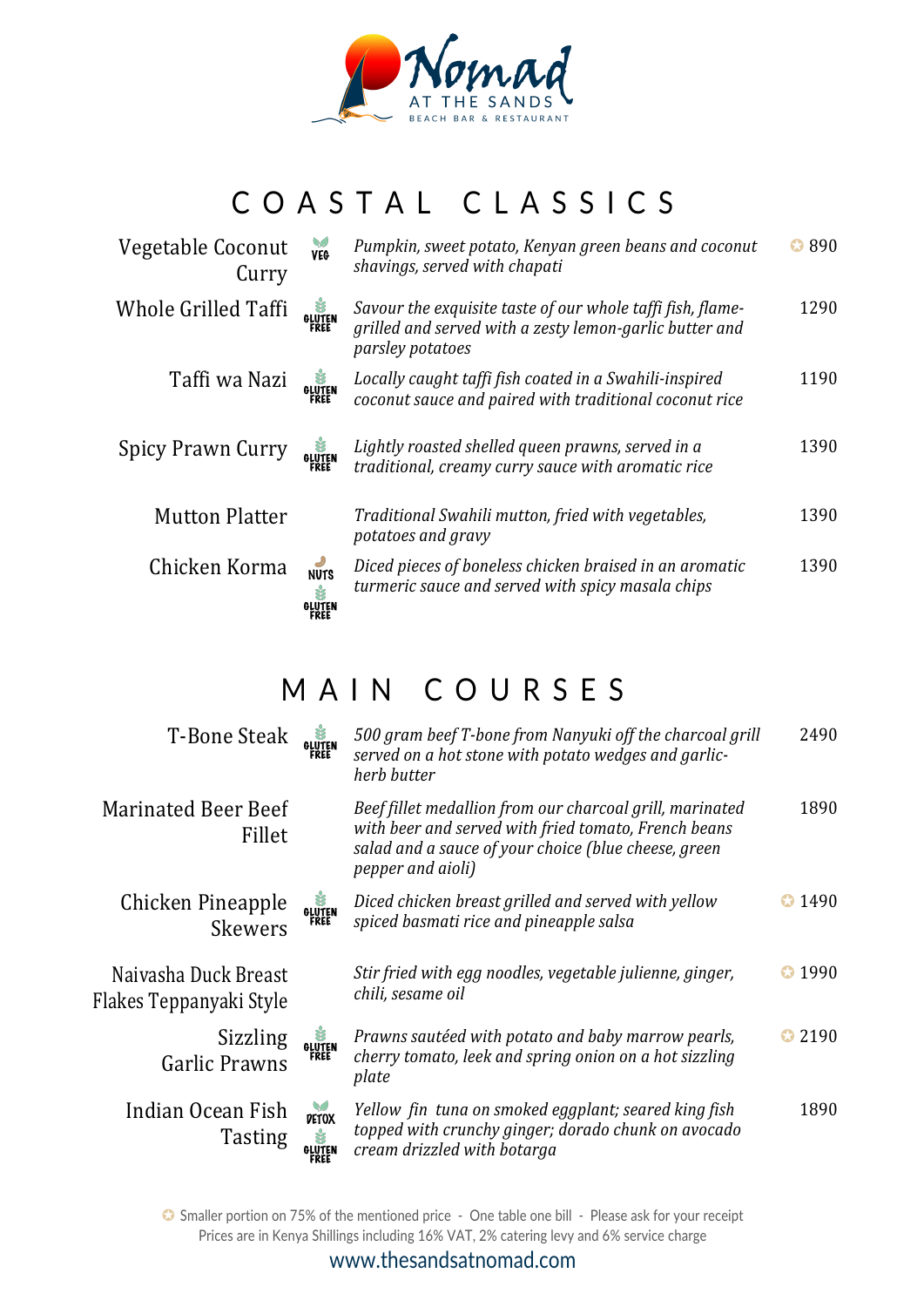# Nomad AT THE SANDS

BEACH BAR & RESTAURANT

## COASTAL CLASSICS

| Dish | | Description | Price |
|---|---|---|---|
| Vegetable Coconut Curry | VEG | *Pumpkin, sweet potato, Kenyan green beans and coconut shavings, served with chapati* | ✪ 890 |
| Whole Grilled Taffi | GLUTEN FREE | *Savour the exquisite taste of our whole taffi fish, flame-grilled and served with a zesty lemon-garlic butter and parsley potatoes* | 1290 |
| Taffi wa Nazi | GLUTEN FREE | *Locally caught taffi fish coated in a Swahili-inspired coconut sauce and paired with traditional coconut rice* | 1190 |
| Spicy Prawn Curry | GLUTEN FREE | *Lightly roasted shelled queen prawns, served in a traditional, creamy curry sauce with aromatic rice* | 1390 |
| Mutton Platter | | *Traditional Swahili mutton, fried with vegetables, potatoes and gravy* | 1390 |
| Chicken Korma | NUTS, GLUTEN FREE | *Diced pieces of boneless chicken braised in an aromatic turmeric sauce and served with spicy masala chips* | 1390 |

## MAIN COURSES

| Dish | | Description | Price |
|---|---|---|---|
| T-Bone Steak | GLUTEN FREE | *500 gram beef T-bone from Nanyuki off the charcoal grill served on a hot stone with potato wedges and garlic-herb butter* | 2490 |
| Marinated Beer Beef Fillet | | *Beef fillet medallion from our charcoal grill, marinated with beer and served with fried tomato, French beans salad and a sauce of your choice (blue cheese, green pepper and aioli)* | 1890 |
| Chicken Pineapple Skewers | GLUTEN FREE | *Diced chicken breast grilled and served with yellow spiced basmati rice and pineapple salsa* | ✪ 1490 |
| Naivasha Duck Breast Flakes Teppanyaki Style | | *Stir fried with egg noodles, vegetable julienne, ginger, chili, sesame oil* | ✪ 1990 |
| Sizzling Garlic Prawns | GLUTEN FREE | *Prawns sautéed with potato and baby marrow pearls, cherry tomato, leek and spring onion on a hot sizzling plate* | ✪ 2190 |
| Indian Ocean Fish Tasting | DETOX, GLUTEN FREE | *Yellow fin tuna on smoked eggplant; seared king fish topped with crunchy ginger; dorado chunk on avocado cream drizzled with botarga* | 1890 |

✪ Smaller portion on 75% of the mentioned price - One table one bill - Please ask for your receipt

Prices are in Kenya Shillings including 16% VAT, 2% catering levy and 6% service charge

www.thesandsatnomad.com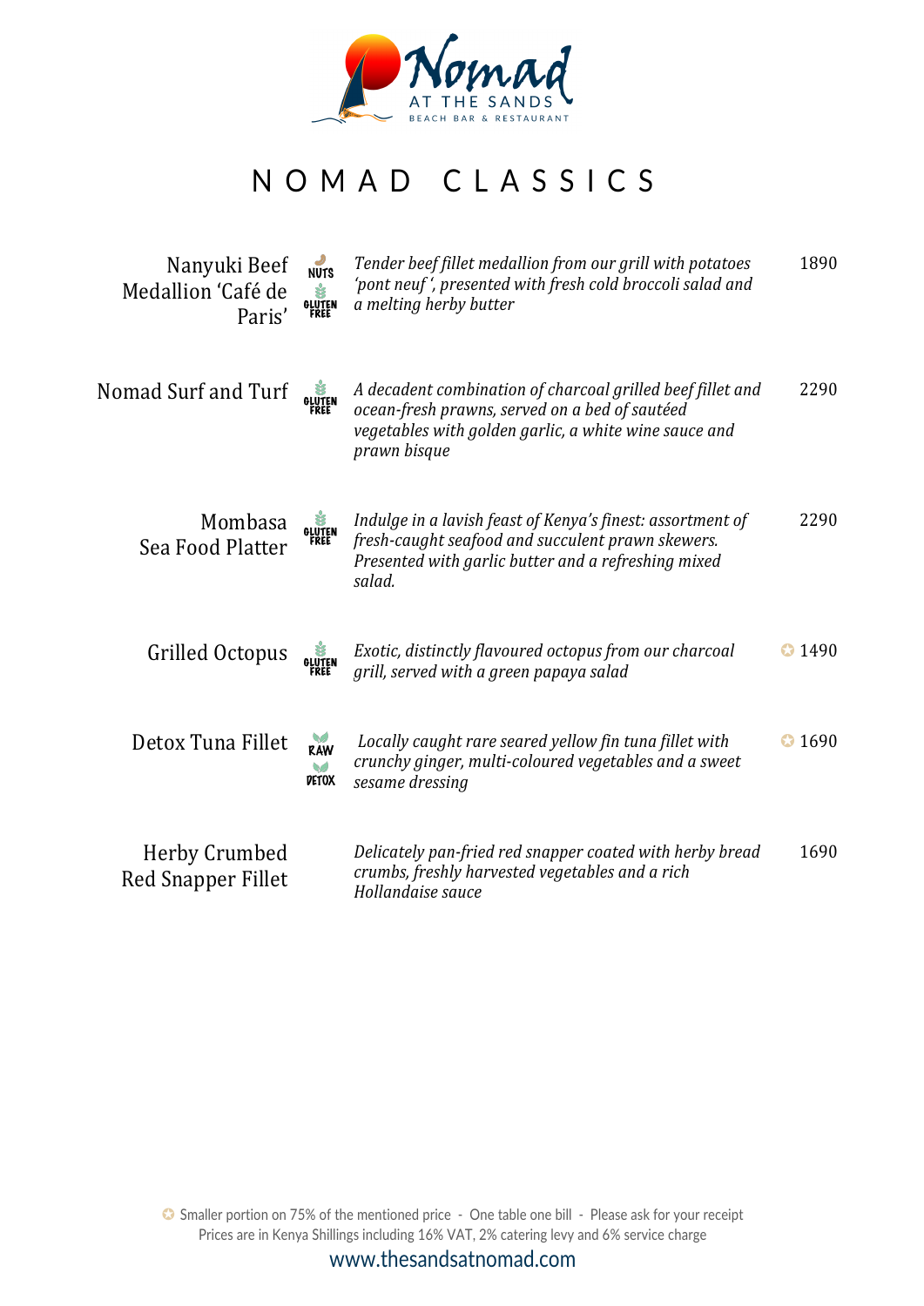Nomad AT THE SANDS BEACH BAR & RESTAURANT

# NOMAD CLASSICS

| Dish | Dietary | Description | Price |
|---|---|---|---|
| Nanyuki Beef Medallion 'Café de Paris' | NUTS, GLUTEN FREE | *Tender beef fillet medallion from our grill with potatoes 'pont neuf ', presented with fresh cold broccoli salad and a melting herby butter* | 1890 |
| Nomad Surf and Turf | GLUTEN FREE | *A decadent combination of charcoal grilled beef fillet and ocean-fresh prawns, served on a bed of sautéed vegetables with golden garlic, a white wine sauce and prawn bisque* | 2290 |
| Mombasa Sea Food Platter | GLUTEN FREE | *Indulge in a lavish feast of Kenya's finest: assortment of fresh-caught seafood and succulent prawn skewers. Presented with garlic butter and a refreshing mixed salad.* | 2290 |
| Grilled Octopus | GLUTEN FREE | *Exotic, distinctly flavoured octopus from our charcoal grill, served with a green papaya salad* | ✪ 1490 |
| Detox Tuna Fillet | RAW, DETOX | *Locally caught rare seared yellow fin tuna fillet with crunchy ginger, multi-coloured vegetables and a sweet sesame dressing* | ✪ 1690 |
| Herby Crumbed Red Snapper Fillet | | *Delicately pan-fried red snapper coated with herby bread crumbs, freshly harvested vegetables and a rich Hollandaise sauce* | 1690 |

✪ Smaller portion on 75% of the mentioned price - One table one bill - Please ask for your receipt
Prices are in Kenya Shillings including 16% VAT, 2% catering levy and 6% service charge

www.thesandsatnomad.com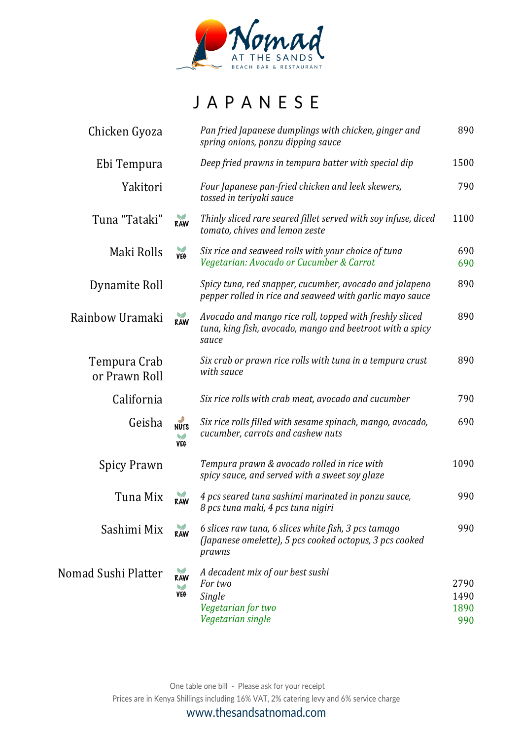Nomad AT THE SANDS BEACH BAR & RESTAURANT

# JAPANESE

| Item | | Description | Price |
|---|---|---|---|
| Chicken Gyoza | | *Pan fried Japanese dumplings with chicken, ginger and spring onions, ponzu dipping sauce* | 890 |
| Ebi Tempura | | *Deep fried prawns in tempura batter with special dip* | 1500 |
| Yakitori | | *Four Japanese pan-fried chicken and leek skewers, tossed in teriyaki sauce* | 790 |
| Tuna "Tataki" | RAW | *Thinly sliced rare seared fillet served with soy infuse, diced tomato, chives and lemon zeste* | 1100 |
| Maki Rolls | VEG | *Six rice and seaweed rolls with your choice of tuna*<br>*Vegetarian: Avocado or Cucumber & Carrot* | 690<br>690 |
| Dynamite Roll | | *Spicy tuna, red snapper, cucumber, avocado and jalapeno pepper rolled in rice and seaweed with garlic mayo sauce* | 890 |
| Rainbow Uramaki | RAW | *Avocado and mango rice roll, topped with freshly sliced tuna, king fish, avocado, mango and beetroot with a spicy sauce* | 890 |
| Tempura Crab or Prawn Roll | | *Six crab or prawn rice rolls with tuna in a tempura crust with sauce* | 890 |
| California | | *Six rice rolls with crab meat, avocado and cucumber* | 790 |
| Geisha | NUTS VEG | *Six rice rolls filled with sesame spinach, mango, avocado, cucumber, carrots and cashew nuts* | 690 |
| Spicy Prawn | | *Tempura prawn & avocado rolled in rice with spicy sauce, and served with a sweet soy glaze* | 1090 |
| Tuna Mix | RAW | *4 pcs seared tuna sashimi marinated in ponzu sauce, 8 pcs tuna maki, 4 pcs tuna nigiri* | 990 |
| Sashimi Mix | RAW | *6 slices raw tuna, 6 slices white fish, 3 pcs tamago (Japanese omelette), 5 pcs cooked octopus, 3 pcs cooked prawns* | 990 |
| Nomad Sushi Platter | RAW VEG | *A decadent mix of our best sushi*<br>*For two*<br>*Single*<br>*Vegetarian for two*<br>*Vegetarian single* | <br>2790<br>1490<br>1890<br>990 |

One table one bill - Please ask for your receipt

Prices are in Kenya Shillings including 16% VAT, 2% catering levy and 6% service charge

www.thesandsatnomad.com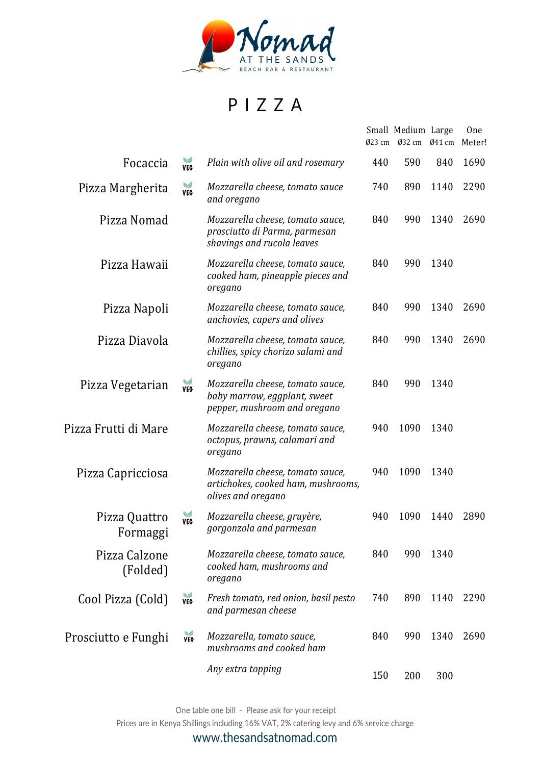NOMAD AT THE SANDS
BEACH BAR & RESTAURANT

# PIZZA

| | | | Small Ø23 cm | Medium Ø32 cm | Large Ø41 cm | One Meter! |
|---|---|---|---|---|---|---|
| Focaccia | VEG | *Plain with olive oil and rosemary* | 440 | 590 | 840 | 1690 |
| Pizza Margherita | VEG | *Mozzarella cheese, tomato sauce and oregano* | 740 | 890 | 1140 | 2290 |
| Pizza Nomad | | *Mozzarella cheese, tomato sauce, prosciutto di Parma, parmesan shavings and rucola leaves* | 840 | 990 | 1340 | 2690 |
| Pizza Hawaii | | *Mozzarella cheese, tomato sauce, cooked ham, pineapple pieces and oregano* | 840 | 990 | 1340 | |
| Pizza Napoli | | *Mozzarella cheese, tomato sauce, anchovies, capers and olives* | 840 | 990 | 1340 | 2690 |
| Pizza Diavola | | *Mozzarella cheese, tomato sauce, chillies, spicy chorizo salami and oregano* | 840 | 990 | 1340 | 2690 |
| Pizza Vegetarian | VEG | *Mozzarella cheese, tomato sauce, baby marrow, eggplant, sweet pepper, mushroom and oregano* | 840 | 990 | 1340 | |
| Pizza Frutti di Mare | | *Mozzarella cheese, tomato sauce, octopus, prawns, calamari and oregano* | 940 | 1090 | 1340 | |
| Pizza Capricciosa | | *Mozzarella cheese, tomato sauce, artichokes, cooked ham, mushrooms, olives and oregano* | 940 | 1090 | 1340 | |
| Pizza Quattro Formaggi | VEG | *Mozzarella cheese, gruyère, gorgonzola and parmesan* | 940 | 1090 | 1440 | 2890 |
| Pizza Calzone (Folded) | | *Mozzarella cheese, tomato sauce, cooked ham, mushrooms and oregano* | 840 | 990 | 1340 | |
| Cool Pizza (Cold) | VEG | *Fresh tomato, red onion, basil pesto and parmesan cheese* | 740 | 890 | 1140 | 2290 |
| Prosciutto e Funghi | VEG | *Mozzarella, tomato sauce, mushrooms and cooked ham* | 840 | 990 | 1340 | 2690 |
| | | *Any extra topping* | 150 | 200 | 300 | |

One table one bill - Please ask for your receipt

Prices are in Kenya Shillings including 16% VAT, 2% catering levy and 6% service charge

www.thesandsatnomad.com